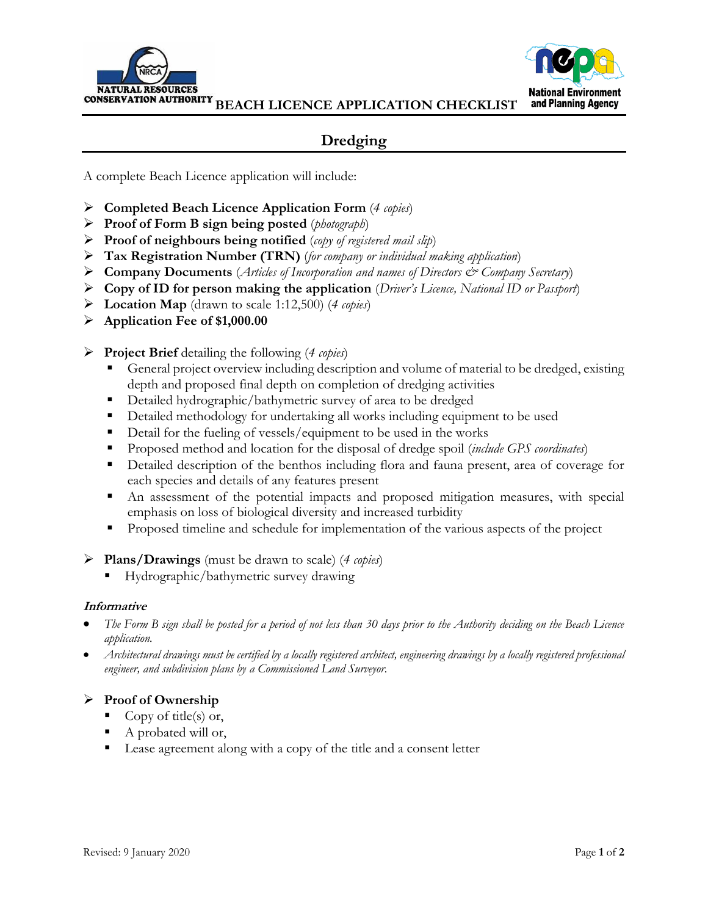NATURAL RESOURCES CONSERVATION AUTHORITY

# BEACH LICENCE APPLICATION CHECKLIST

National Environment and Planning Agency

## Dredging

A complete Beach Licence application will include:

- **Completed Beach Licence Application Form** (*4 copies*)
- **Proof of Form B sign being posted** (*photograph*)
- **Proof of neighbours being notified** (*copy of registered mail slip*)
- **Tax Registration Number (TRN)** (*for company or individual making application*)
- **Company Documents** (*Articles of Incorporation and names of Directors & Company Secretary*)
- **Copy of ID for person making the application** (*Driver's Licence, National ID or Passport*)
- **Location Map** (drawn to scale 1:12,500) (*4 copies*)
- **Application Fee of $1,000.00**

- **Project Brief** detailing the following (*4 copies*)
  - General project overview including description and volume of material to be dredged, existing depth and proposed final depth on completion of dredging activities
  - Detailed hydrographic/bathymetric survey of area to be dredged
  - Detailed methodology for undertaking all works including equipment to be used
  - Detail for the fueling of vessels/equipment to be used in the works
  - Proposed method and location for the disposal of dredge spoil (*include GPS coordinates*)
  - Detailed description of the benthos including flora and fauna present, area of coverage for each species and details of any features present
  - An assessment of the potential impacts and proposed mitigation measures, with special emphasis on loss of biological diversity and increased turbidity
  - Proposed timeline and schedule for implementation of the various aspects of the project

- **Plans/Drawings** (must be drawn to scale) (*4 copies*)
  - Hydrographic/bathymetric survey drawing

### *Informative*

- *The Form B sign shall be posted for a period of not less than 30 days prior to the Authority deciding on the Beach Licence application.*
- *Architectural drawings must be certified by a locally registered architect, engineering drawings by a locally registered professional engineer, and subdivision plans by a Commissioned Land Surveyor.*

- **Proof of Ownership**
  - Copy of title(s) or,
  - A probated will or,
  - Lease agreement along with a copy of the title and a consent letter

Revised: 9 January 2020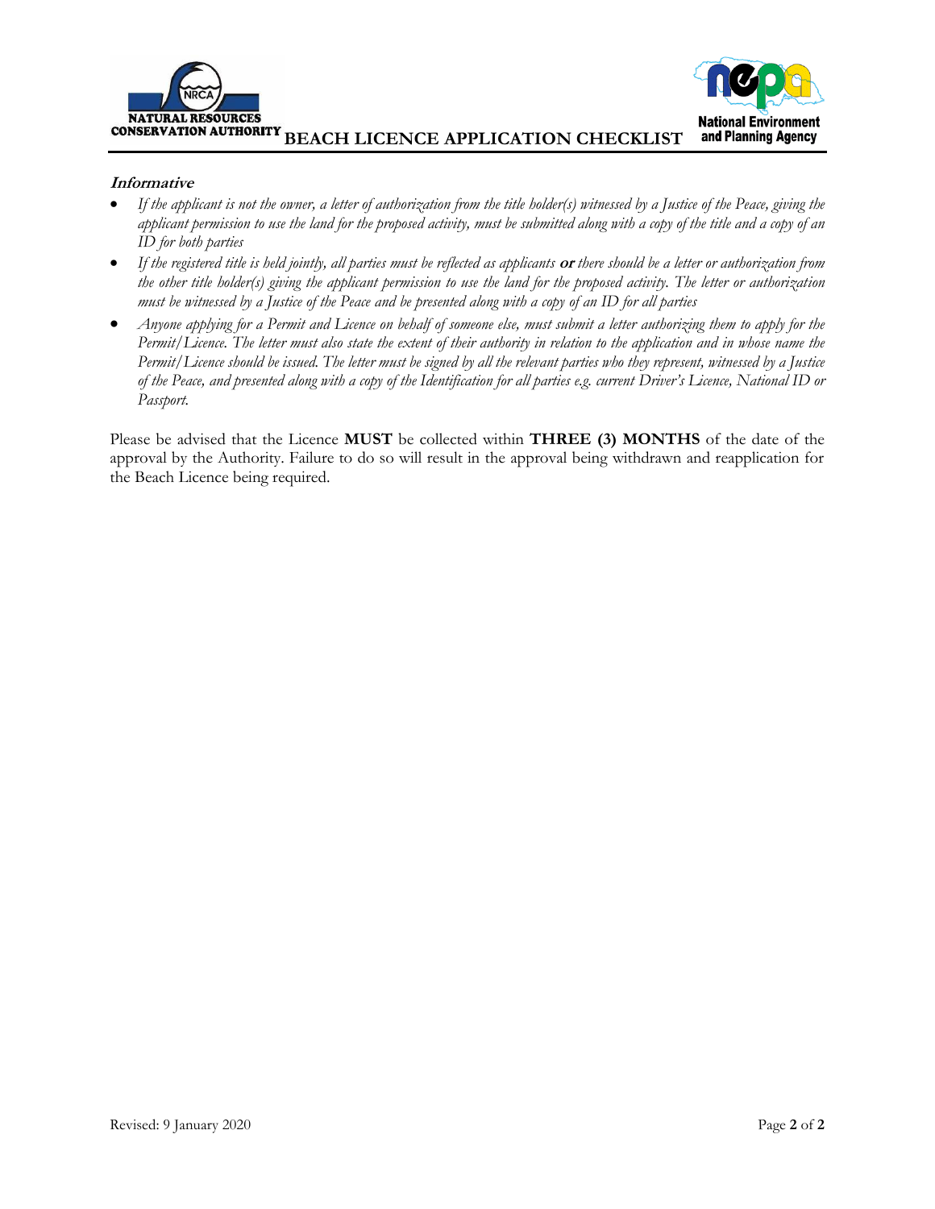### *Informative*

- *If the applicant is not the owner, a letter of authorization from the title holder(s) witnessed by a Justice of the Peace, giving the applicant permission to use the land for the proposed activity, must be submitted along with a copy of the title and a copy of an ID for both parties*
- *If the registered title is held jointly, all parties must be reflected as applicants* ***or*** *there should be a letter or authorization from the other title holder(s) giving the applicant permission to use the land for the proposed activity. The letter or authorization must be witnessed by a Justice of the Peace and be presented along with a copy of an ID for all parties*
- *Anyone applying for a Permit and Licence on behalf of someone else, must submit a letter authorizing them to apply for the Permit/Licence. The letter must also state the extent of their authority in relation to the application and in whose name the Permit/Licence should be issued. The letter must be signed by all the relevant parties who they represent, witnessed by a Justice of the Peace, and presented along with a copy of the Identification for all parties e.g. current Driver's Licence, National ID or Passport.*

Please be advised that the Licence **MUST** be collected within **THREE (3) MONTHS** of the date of the approval by the Authority. Failure to do so will result in the approval being withdrawn and reapplication for the Beach Licence being required.

Revised: 9 January 2020